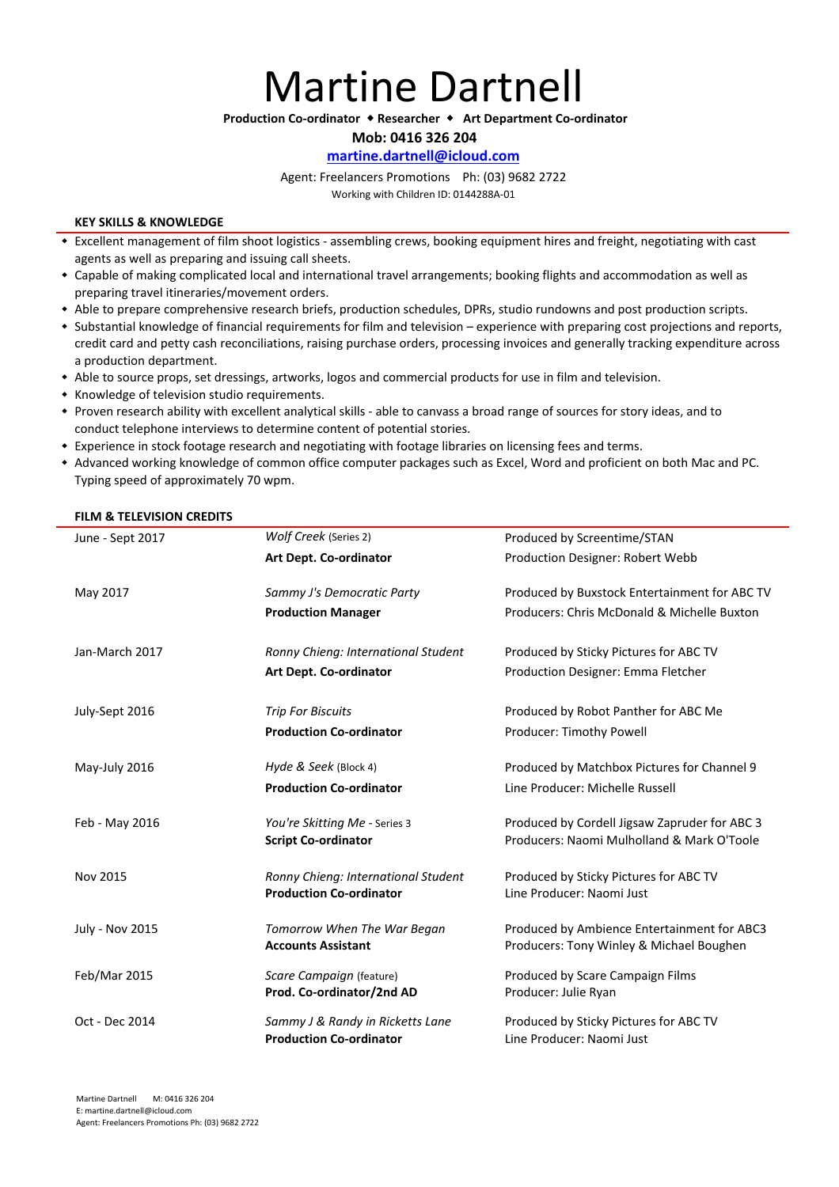# Martine Dartnell

**Production Co-ordinator ◆ Researcher ◆ Art Department Co-ordinator**

**Mob: 0416 326 204**

**martine.dartnell@icloud.com**

Agent: Freelancers Promotions Ph: (03) 9682 2722

Working with Children ID: 0144288A-01

## KEY SKILLS & KNOWLEDGE

- Excellent management of film shoot logistics - assembling crews, booking equipment hires and freight, negotiating with cast agents as well as preparing and issuing call sheets.
- Capable of making complicated local and international travel arrangements; booking flights and accommodation as well as preparing travel itineraries/movement orders.
- Able to prepare comprehensive research briefs, production schedules, DPRs, studio rundowns and post production scripts.
- Substantial knowledge of financial requirements for film and television – experience with preparing cost projections and reports, credit card and petty cash reconciliations, raising purchase orders, processing invoices and generally tracking expenditure across a production department.
- Able to source props, set dressings, artworks, logos and commercial products for use in film and television.
- Knowledge of television studio requirements.
- Proven research ability with excellent analytical skills - able to canvass a broad range of sources for story ideas, and to conduct telephone interviews to determine content of potential stories.
- Experience in stock footage research and negotiating with footage libraries on licensing fees and terms.
- Advanced working knowledge of common office computer packages such as Excel, Word and proficient on both Mac and PC. Typing speed of approximately 70 wpm.

## FILM & TELEVISION CREDITS

| Date | Production / Role | Details |
|---|---|---|
| June - Sept 2017 | *Wolf Creek* (Series 2)<br>**Art Dept. Co-ordinator** | Produced by Screentime/STAN<br>Production Designer: Robert Webb |
| May 2017 | *Sammy J's Democratic Party*<br>**Production Manager** | Produced by Buxstock Entertainment for ABC TV<br>Producers: Chris McDonald & Michelle Buxton |
| Jan-March 2017 | *Ronny Chieng: International Student*<br>**Art Dept. Co-ordinator** | Produced by Sticky Pictures for ABC TV<br>Production Designer: Emma Fletcher |
| July-Sept 2016 | *Trip For Biscuits*<br>**Production Co-ordinator** | Produced by Robot Panther for ABC Me<br>Producer: Timothy Powell |
| May-July 2016 | *Hyde & Seek* (Block 4)<br>**Production Co-ordinator** | Produced by Matchbox Pictures for Channel 9<br>Line Producer: Michelle Russell |
| Feb - May 2016 | *You're Skitting Me* - Series 3<br>**Script Co-ordinator** | Produced by Cordell Jigsaw Zapruder for ABC 3<br>Producers: Naomi Mulholland & Mark O'Toole |
| Nov 2015 | *Ronny Chieng: International Student*<br>**Production Co-ordinator** | Produced by Sticky Pictures for ABC TV<br>Line Producer: Naomi Just |
| July - Nov 2015 | *Tomorrow When The War Began*<br>**Accounts Assistant** | Produced by Ambience Entertainment for ABC3<br>Producers: Tony Winley & Michael Boughen |
| Feb/Mar 2015 | *Scare Campaign* (feature)<br>**Prod. Co-ordinator/2nd AD** | Produced by Scare Campaign Films<br>Producer: Julie Ryan |
| Oct - Dec 2014 | *Sammy J & Randy in Ricketts Lane*<br>**Production Co-ordinator** | Produced by Sticky Pictures for ABC TV<br>Line Producer: Naomi Just |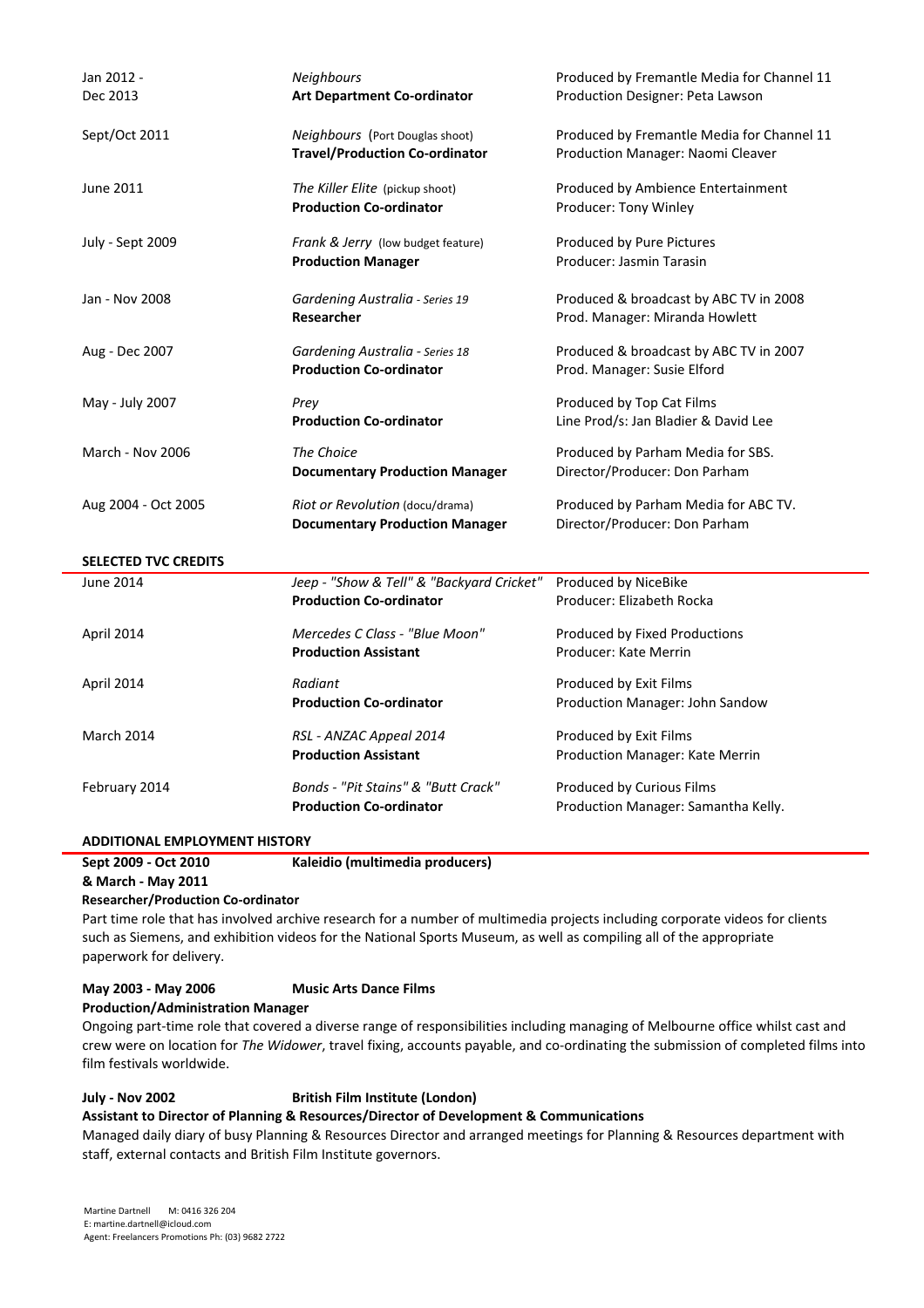| | | |
|---|---|---|
| Jan 2012 - Dec 2013 | *Neighbours*<br>**Art Department Co-ordinator** | Produced by Fremantle Media for Channel 11<br>Production Designer: Peta Lawson |
| Sept/Oct 2011 | *Neighbours* (Port Douglas shoot)<br>**Travel/Production Co-ordinator** | Produced by Fremantle Media for Channel 11<br>Production Manager: Naomi Cleaver |
| June 2011 | *The Killer Elite* (pickup shoot)<br>**Production Co-ordinator** | Produced by Ambience Entertainment<br>Producer: Tony Winley |
| July - Sept 2009 | *Frank & Jerry* (low budget feature)<br>**Production Manager** | Produced by Pure Pictures<br>Producer: Jasmin Tarasin |
| Jan - Nov 2008 | *Gardening Australia - Series 19*<br>**Researcher** | Produced & broadcast by ABC TV in 2008<br>Prod. Manager: Miranda Howlett |
| Aug - Dec 2007 | *Gardening Australia - Series 18*<br>**Production Co-ordinator** | Produced & broadcast by ABC TV in 2007<br>Prod. Manager: Susie Elford |
| May - July 2007 | *Prey*<br>**Production Co-ordinator** | Produced by Top Cat Films<br>Line Prod/s: Jan Bladier & David Lee |
| March - Nov 2006 | *The Choice*<br>**Documentary Production Manager** | Produced by Parham Media for SBS.<br>Director/Producer: Don Parham |
| Aug 2004 - Oct 2005 | *Riot or Revolution* (docu/drama)<br>**Documentary Production Manager** | Produced by Parham Media for ABC TV.<br>Director/Producer: Don Parham |

## SELECTED TVC CREDITS

| | | |
|---|---|---|
| June 2014 | *Jeep - "Show & Tell" & "Backyard Cricket"*<br>**Production Co-ordinator** | Produced by NiceBike<br>Producer: Elizabeth Rocka |
| April 2014 | *Mercedes C Class - "Blue Moon"*<br>**Production Assistant** | Produced by Fixed Productions<br>Producer: Kate Merrin |
| April 2014 | *Radiant*<br>**Production Co-ordinator** | Produced by Exit Films<br>Production Manager: John Sandow |
| March 2014 | *RSL - ANZAC Appeal 2014*<br>**Production Assistant** | Produced by Exit Films<br>Production Manager: Kate Merrin |
| February 2014 | *Bonds - "Pit Stains" & "Butt Crack"*<br>**Production Co-ordinator** | Produced by Curious Films<br>Production Manager: Samantha Kelly. |

## ADDITIONAL EMPLOYMENT HISTORY

**Sept 2009 - Oct 2010 & March - May 2011** **Kaleidio (multimedia producers)**
**Researcher/Production Co-ordinator**
Part time role that has involved archive research for a number of multimedia projects including corporate videos for clients such as Siemens, and exhibition videos for the National Sports Museum, as well as compiling all of the appropriate paperwork for delivery.

**May 2003 - May 2006** **Music Arts Dance Films**
**Production/Administration Manager**
Ongoing part-time role that covered a diverse range of responsibilities including managing of Melbourne office whilst cast and crew were on location for *The Widower*, travel fixing, accounts payable, and co-ordinating the submission of completed films into film festivals worldwide.

**July - Nov 2002** **British Film Institute (London)**
**Assistant to Director of Planning & Resources/Director of Development & Communications**
Managed daily diary of busy Planning & Resources Director and arranged meetings for Planning & Resources department with staff, external contacts and British Film Institute governors.

Martine Dartnell M: 0416 326 204
E: martine.dartnell@icloud.com
Agent: Freelancers Promotions Ph: (03) 9682 2722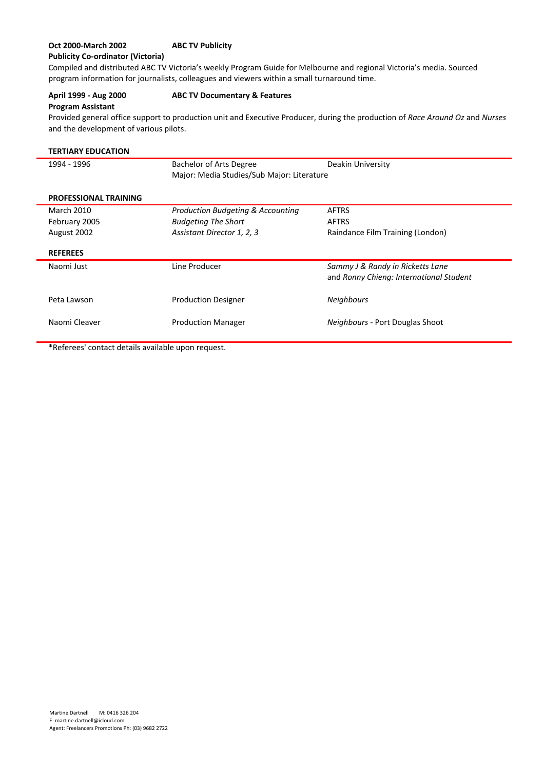**Oct 2000-March 2002** **ABC TV Publicity**
**Publicity Co-ordinator (Victoria)**
Compiled and distributed ABC TV Victoria's weekly Program Guide for Melbourne and regional Victoria's media. Sourced program information for journalists, colleagues and viewers within a small turnaround time.

**April 1999 - Aug 2000** **ABC TV Documentary & Features**
**Program Assistant**
Provided general office support to production unit and Executive Producer, during the production of *Race Around Oz* and *Nurses* and the development of various pilots.

## TERTIARY EDUCATION

| | | |
|---|---|---|
| 1994 - 1996 | Bachelor of Arts Degree<br>Major: Media Studies/Sub Major: Literature | Deakin University |

## PROFESSIONAL TRAINING

| | | |
|---|---|---|
| March 2010 | *Production Budgeting & Accounting* | AFTRS |
| February 2005 | *Budgeting The Short* | AFTRS |
| August 2002 | *Assistant Director 1, 2, 3* | Raindance Film Training (London) |

## REFEREES

| | | |
|---|---|---|
| Naomi Just | Line Producer | *Sammy J & Randy in Ricketts Lane* and *Ronny Chieng: International Student* |
| Peta Lawson | Production Designer | *Neighbours* |
| Naomi Cleaver | Production Manager | *Neighbours* - Port Douglas Shoot |

*Referees' contact details available upon request.

Martine Dartnell M: 0416 326 204
E: martine.dartnell@icloud.com
Agent: Freelancers Promotions Ph: (03) 9682 2722